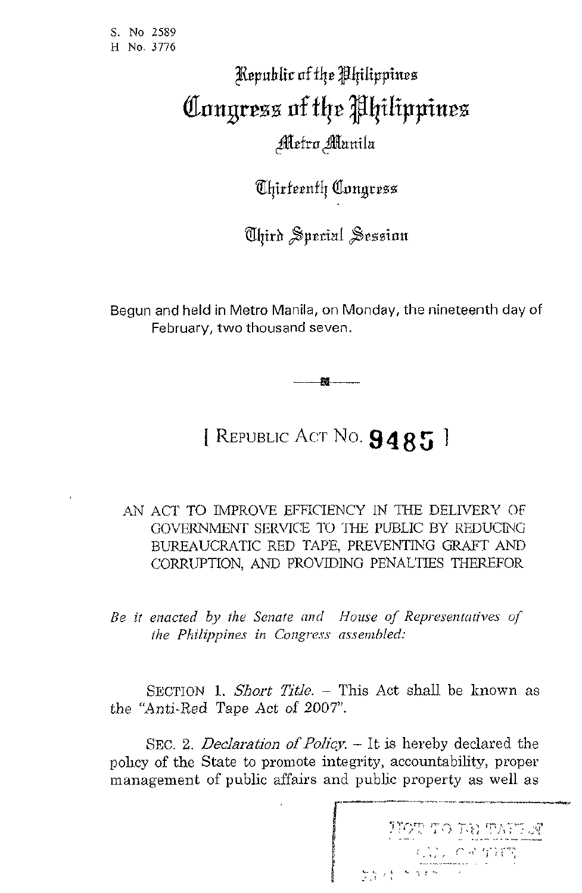S. No 2589
H No. 3776

Republic of the Philippines

# Congress of the Philippines

Metro Manila

Thirteenth Congress

Third Special Session

Begun and held in Metro Manila, on Monday, the nineteenth day of February, two thousand seven.

## [ REPUBLIC ACT NO. 9485 ]

AN ACT TO IMPROVE EFFICIENCY IN THE DELIVERY OF GOVERNMENT SERVICE TO THE PUBLIC BY REDUCING BUREAUCRATIC RED TAPE, PREVENTING GRAFT AND CORRUPTION, AND PROVIDING PENALTIES THEREFOR

*Be it enacted by the Senate and House of Representatives of the Philippines in Congress assembled:*

SECTION 1. *Short Title.* – This Act shall be known as the "Anti-Red Tape Act of 2007".

SEC. 2. *Declaration of Policy.* – It is hereby declared the policy of the State to promote integrity, accountability, proper management of public affairs and public property as well as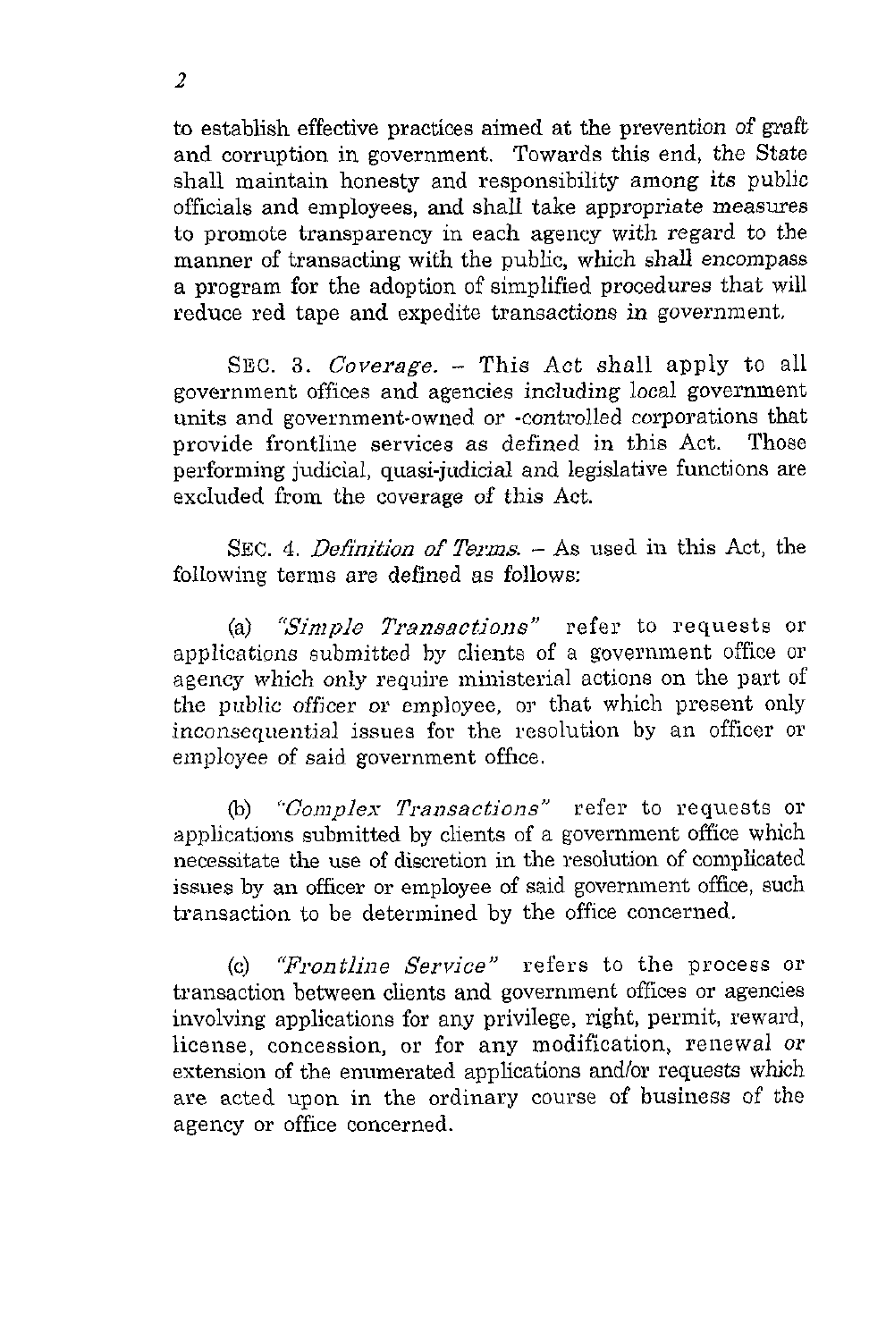to establish effective practices aimed at the prevention of graft and corruption in government. Towards this end, the State shall maintain honesty and responsibility among its public officials and employees, and shall take appropriate measures to promote transparency in each agency with regard to the manner of transacting with the public, which shall encompass a program for the adoption of simplified procedures that will reduce red tape and expedite transactions in government.

SEC. 3. *Coverage.* – This Act shall apply to all government offices and agencies including local government units and government-owned or -controlled corporations that provide frontline services as defined in this Act. Those performing judicial, quasi-judicial and legislative functions are excluded from the coverage of this Act.

SEC. 4. *Definition of Terms.* – As used in this Act, the following terms are defined as follows:

(a) *"Simple Transactions"* refer to requests or applications submitted by clients of a government office or agency which only require ministerial actions on the part of the public officer or employee, or that which present only inconsequential issues for the resolution by an officer or employee of said government office.

(b) *"Complex Transactions"* refer to requests or applications submitted by clients of a government office which necessitate the use of discretion in the resolution of complicated issues by an officer or employee of said government office, such transaction to be determined by the office concerned.

(c) *"Frontline Service"* refers to the process or transaction between clients and government offices or agencies involving applications for any privilege, right, permit, reward, license, concession, or for any modification, renewal or extension of the enumerated applications and/or requests which are acted upon in the ordinary course of business of the agency or office concerned.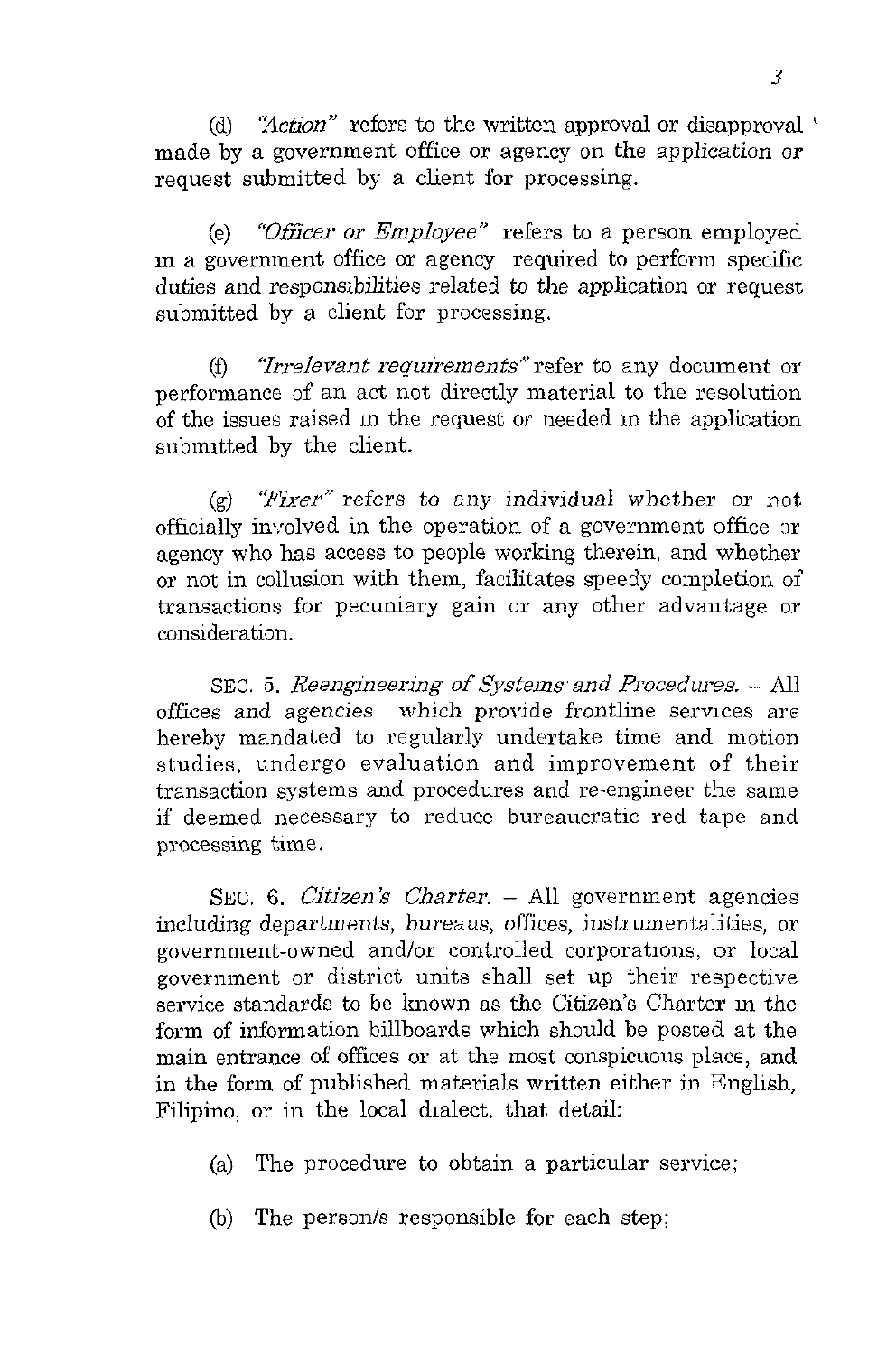(d) *"Action"* refers to the written approval or disapproval made by a government office or agency on the application or request submitted by a client for processing.

(e) *"Officer or Employee"* refers to a person employed in a government office or agency required to perform specific duties and responsibilities related to the application or request submitted by a client for processing.

(f) *"Irrelevant requirements"* refer to any document or performance of an act not directly material to the resolution of the issues raised in the request or needed in the application submitted by the client.

(g) *"Fixer"* refers to any individual whether or not officially involved in the operation of a government office or agency who has access to people working therein, and whether or not in collusion with them, facilitates speedy completion of transactions for pecuniary gain or any other advantage or consideration.

SEC. 5. *Reengineering of Systems and Procedures.* – All offices and agencies which provide frontline services are hereby mandated to regularly undertake time and motion studies, undergo evaluation and improvement of their transaction systems and procedures and re-engineer the same if deemed necessary to reduce bureaucratic red tape and processing time.

SEC. 6. *Citizen's Charter.* – All government agencies including departments, bureaus, offices, instrumentalities, or government-owned and/or controlled corporations, or local government or district units shall set up their respective service standards to be known as the Citizen's Charter in the form of information billboards which should be posted at the main entrance of offices or at the most conspicuous place, and in the form of published materials written either in English, Filipino, or in the local dialect, that detail:

(a) The procedure to obtain a particular service;

(b) The person/s responsible for each step;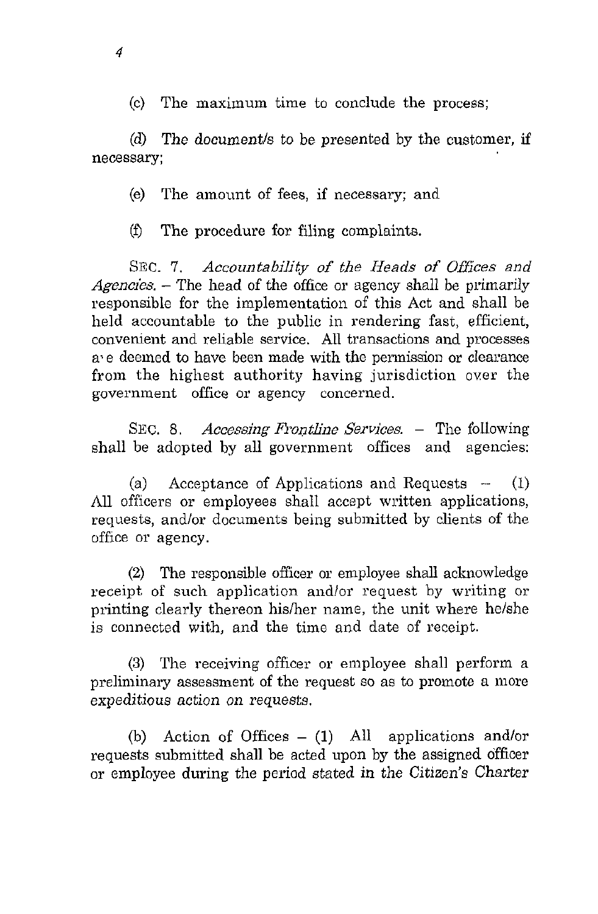(c) The maximum time to conclude the process;

(d) The document/s to be presented by the customer, if necessary;

(e) The amount of fees, if necessary; and

(f) The procedure for filing complaints.

SEC. 7. *Accountability of the Heads of Offices and Agencies.* – The head of the office or agency shall be primarily responsible for the implementation of this Act and shall be held accountable to the public in rendering fast, efficient, convenient and reliable service. All transactions and processes are deemed to have been made with the permission or clearance from the highest authority having jurisdiction over the government office or agency concerned.

SEC. 8. *Accessing Frontline Services.* – The following shall be adopted by all government offices and agencies:

(a) Acceptance of Applications and Requests – (1) All officers or employees shall accept written applications, requests, and/or documents being submitted by clients of the office or agency.

(2) The responsible officer or employee shall acknowledge receipt of such application and/or request by writing or printing clearly thereon his/her name, the unit where he/she is connected with, and the time and date of receipt.

(3) The receiving officer or employee shall perform a preliminary assessment of the request so as to promote a more expeditious action on requests.

(b) Action of Offices – (1) All applications and/or requests submitted shall be acted upon by the assigned officer or employee during the period stated in the Citizen's Charter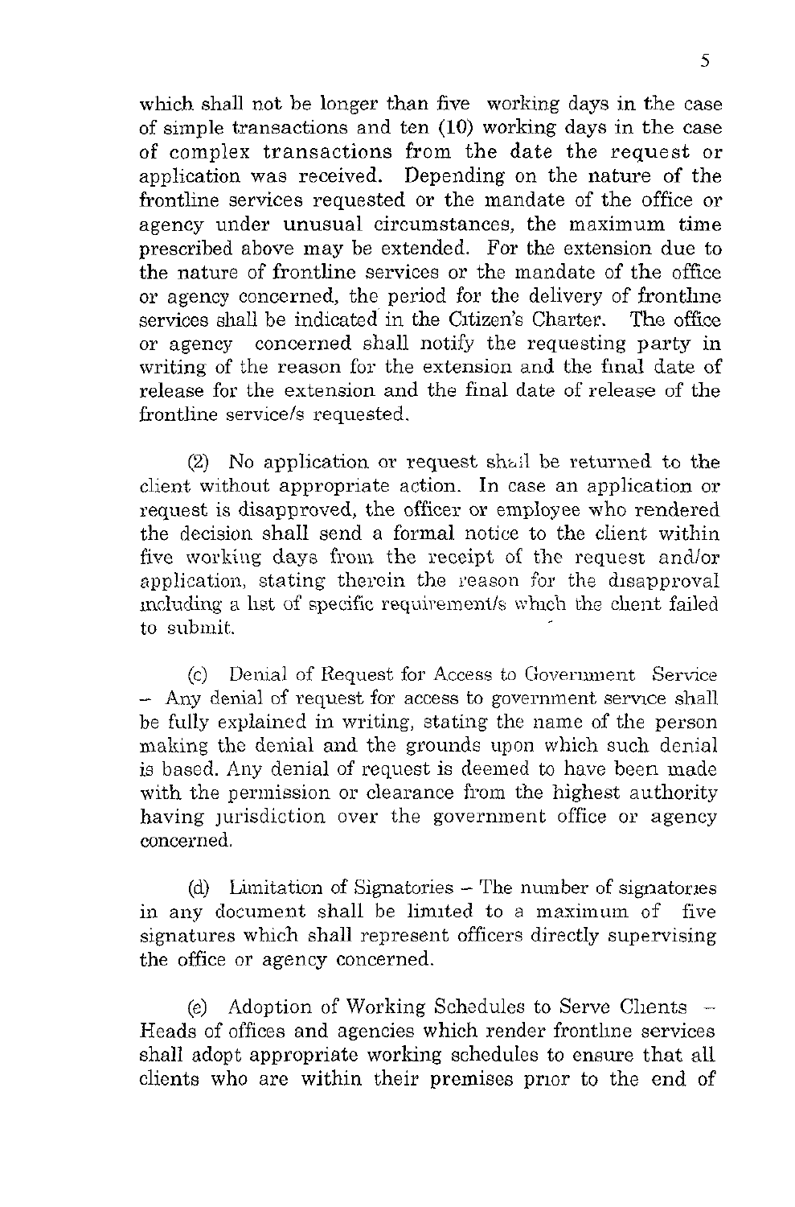which shall not be longer than five working days in the case of simple transactions and ten (10) working days in the case of complex transactions from the date the request or application was received. Depending on the nature of the frontline services requested or the mandate of the office or agency under unusual circumstances, the maximum time prescribed above may be extended. For the extension due to the nature of frontline services or the mandate of the office or agency concerned, the period for the delivery of frontline services shall be indicated in the Citizen's Charter. The office or agency concerned shall notify the requesting party in writing of the reason for the extension and the final date of release for the extension and the final date of release of the frontline service/s requested.

(2) No application or request shall be returned to the client without appropriate action. In case an application or request is disapproved, the officer or employee who rendered the decision shall send a formal notice to the client within five working days from the receipt of the request and/or application, stating therein the reason for the disapproval including a list of specific requirement/s which the client failed to submit.

(c) Denial of Request for Access to Government Service – Any denial of request for access to government service shall be fully explained in writing, stating the name of the person making the denial and the grounds upon which such denial is based. Any denial of request is deemed to have been made with the permission or clearance from the highest authority having jurisdiction over the government office or agency concerned.

(d) Limitation of Signatories – The number of signatories in any document shall be limited to a maximum of five signatures which shall represent officers directly supervising the office or agency concerned.

(e) Adoption of Working Schedules to Serve Clients – Heads of offices and agencies which render frontline services shall adopt appropriate working schedules to ensure that all clients who are within their premises prior to the end of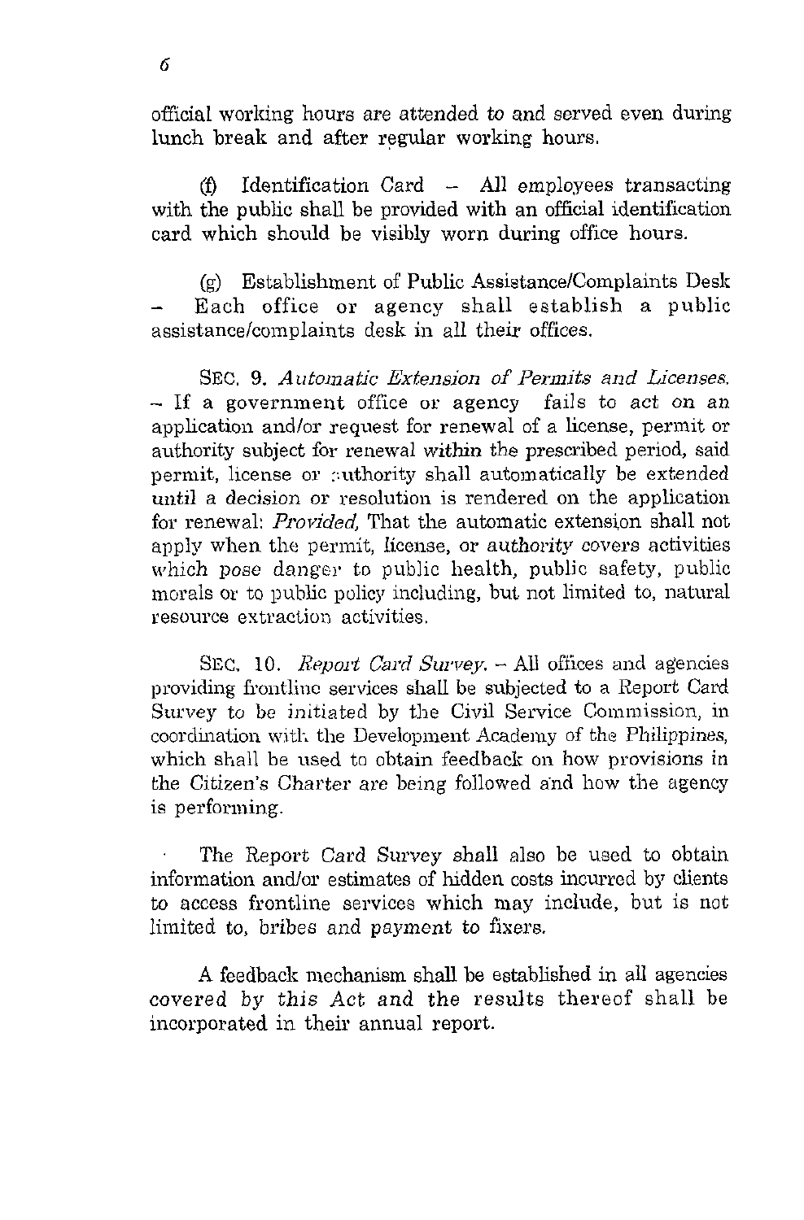official working hours are attended to and served even during lunch break and after regular working hours.

(f) Identification Card – All employees transacting with the public shall be provided with an official identification card which should be visibly worn during office hours.

(g) Establishment of Public Assistance/Complaints Desk – Each office or agency shall establish a public assistance/complaints desk in all their offices.

SEC. 9. *Automatic Extension of Permits and Licenses.* – If a government office or agency fails to act on an application and/or request for renewal of a license, permit or authority subject for renewal within the prescribed period, said permit, license or authority shall automatically be extended until a decision or resolution is rendered on the application for renewal: *Provided,* That the automatic extension shall not apply when the permit, license, or authority covers activities which pose danger to public health, public safety, public morals or to public policy including, but not limited to, natural resource extraction activities.

SEC. 10. *Report Card Survey.* – All offices and agencies providing frontline services shall be subjected to a Report Card Survey to be initiated by the Civil Service Commission, in coordination with the Development Academy of the Philippines, which shall be used to obtain feedback on how provisions in the Citizen's Charter are being followed and how the agency is performing.

The Report Card Survey shall also be used to obtain information and/or estimates of hidden costs incurred by clients to access frontline services which may include, but is not limited to, bribes and payment to fixers.

A feedback mechanism shall be established in all agencies covered by this Act and the results thereof shall be incorporated in their annual report.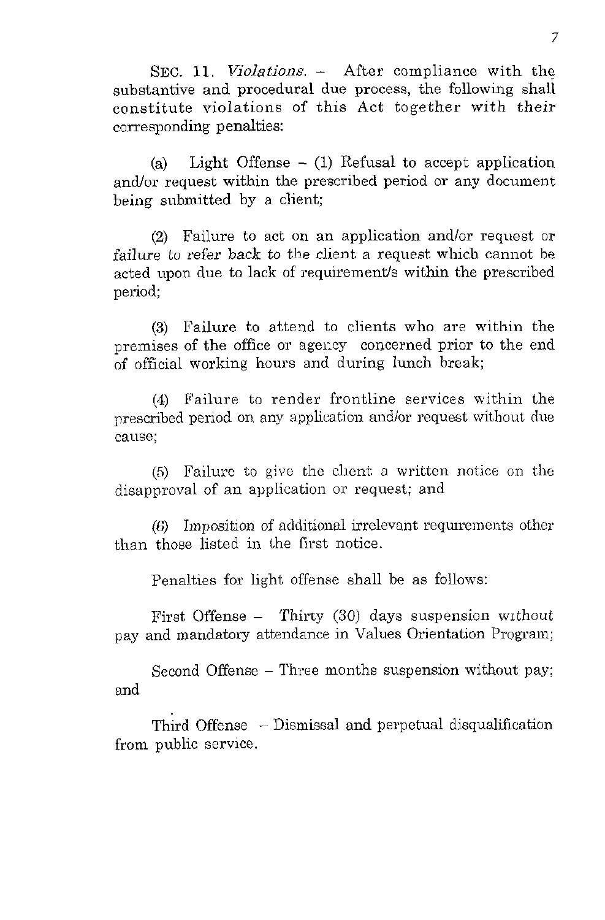SEC. 11. *Violations*. – After compliance with the substantive and procedural due process, the following shall constitute violations of this Act together with their corresponding penalties:

(a) Light Offense – (1) Refusal to accept application and/or request within the prescribed period or any document being submitted by a client;

(2) Failure to act on an application and/or request or failure to refer back to the client a request which cannot be acted upon due to lack of requirement/s within the prescribed period;

(3) Failure to attend to clients who are within the premises of the office or agency concerned prior to the end of official working hours and during lunch break;

(4) Failure to render frontline services within the prescribed period on any application and/or request without due cause;

(5) Failure to give the client a written notice on the disapproval of an application or request; and

(6) Imposition of additional irrelevant requirements other than those listed in the first notice.

Penalties for light offense shall be as follows:

First Offense – Thirty (30) days suspension without pay and mandatory attendance in Values Orientation Program;

Second Offense – Three months suspension without pay; and

Third Offense – Dismissal and perpetual disqualification from public service.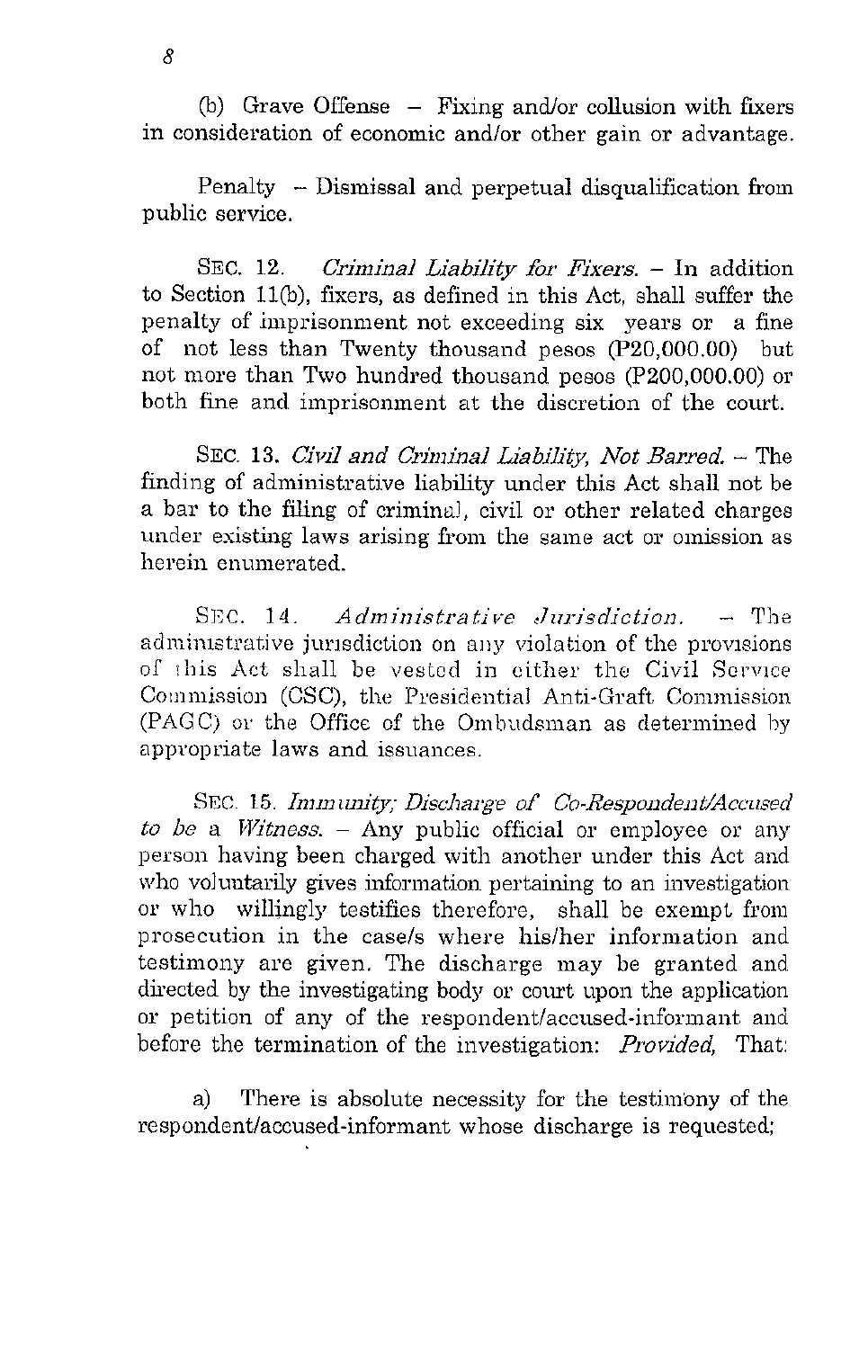(b) Grave Offense – Fixing and/or collusion with fixers in consideration of economic and/or other gain or advantage.

Penalty – Dismissal and perpetual disqualification from public service.

SEC. 12. *Criminal Liability for Fixers.* – In addition to Section 11(b), fixers, as defined in this Act, shall suffer the penalty of imprisonment not exceeding six years or a fine of not less than Twenty thousand pesos (P20,000.00) but not more than Two hundred thousand pesos (P200,000.00) or both fine and imprisonment at the discretion of the court.

SEC. 13. *Civil and Criminal Liability, Not Barred.* – The finding of administrative liability under this Act shall not be a bar to the filing of criminal, civil or other related charges under existing laws arising from the same act or omission as herein enumerated.

SEC. 14. *Administrative Jurisdiction.* – The administrative jurisdiction on any violation of the provisions of this Act shall be vested in either the Civil Service Commission (CSC), the Presidential Anti-Graft Commission (PAGC) or the Office of the Ombudsman as determined by appropriate laws and issuances.

SEC. 15. *Immunity; Discharge of Co-Respondent/Accused to be a Witness.* – Any public official or employee or any person having been charged with another under this Act and who voluntarily gives information pertaining to an investigation or who willingly testifies therefore, shall be exempt from prosecution in the case/s where his/her information and testimony are given. The discharge may be granted and directed by the investigating body or court upon the application or petition of any of the respondent/accused-informant and before the termination of the investigation: *Provided,* That:

a) There is absolute necessity for the testimony of the respondent/accused-informant whose discharge is requested;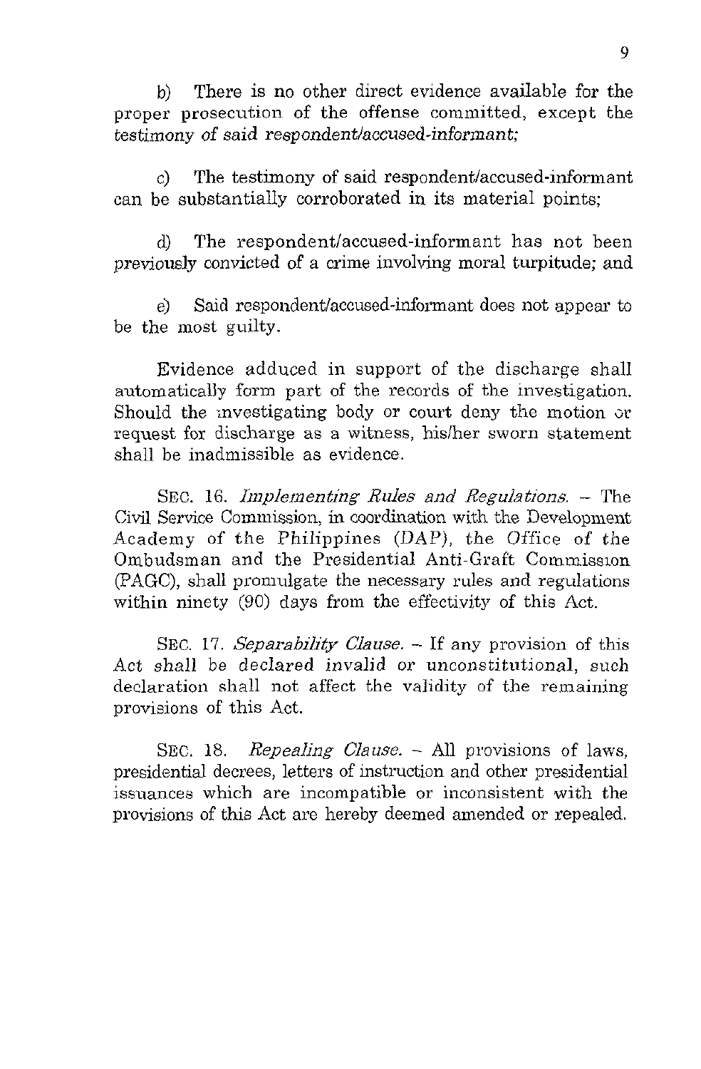b) There is no other direct evidence available for the proper prosecution of the offense committed, except the *testimony of said respondent/accused-informant;*

c) The testimony of said respondent/accused-informant can be substantially corroborated in its material points;

d) The respondent/accused-informant has not been previously convicted of a crime involving moral turpitude; and

e) Said respondent/accused-informant does not appear to be the most guilty.

Evidence adduced in support of the discharge shall automatically form part of the records of the investigation. Should the investigating body or court deny the motion or request for discharge as a witness, his/her sworn statement shall be inadmissible as evidence.

SEC. 16. *Implementing Rules and Regulations.* – The Civil Service Commission, in coordination with the Development Academy of the Philippines (DAP), the Office of the Ombudsman and the Presidential Anti-Graft Commission (PAGC), shall promulgate the necessary rules and regulations within ninety (90) days from the effectivity of this Act.

SEC. 17. *Separability Clause.* – If any provision of this Act shall be declared invalid or unconstitutional, such declaration shall not affect the validity of the remaining provisions of this Act.

SEC. 18. *Repealing Clause.* – All provisions of laws, presidential decrees, letters of instruction and other presidential issuances which are incompatible or inconsistent with the provisions of this Act are hereby deemed amended or repealed.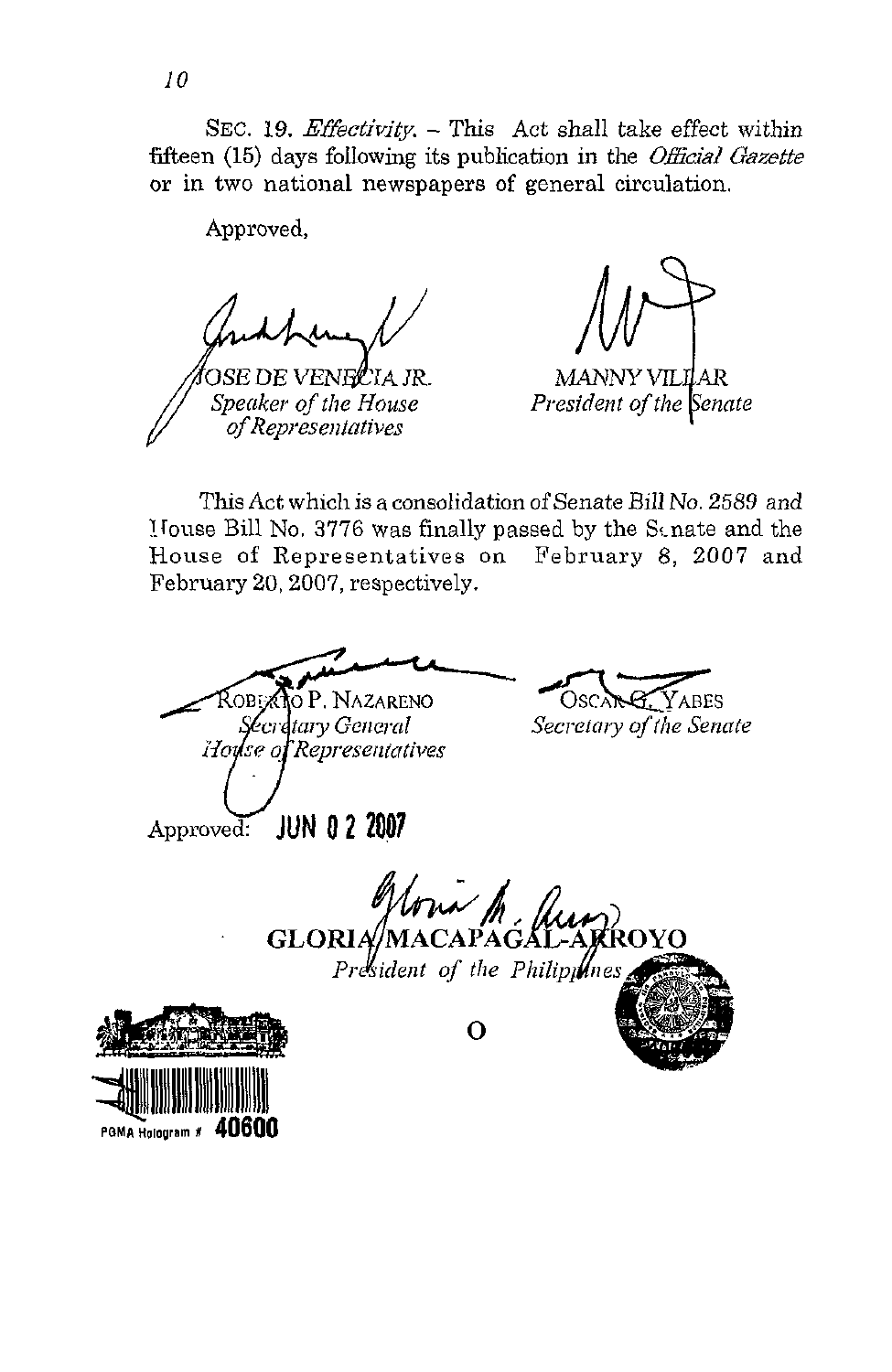SEC. 19. *Effectivity.* – This Act shall take effect within fifteen (15) days following its publication in the *Official Gazette* or in two national newspapers of general circulation.

Approved,

JOSE DE VENECIA JR.
*Speaker of the House of Representatives*

MANNY VILLAR
*President of the Senate*

This Act which is a consolidation of Senate Bill No. 2589 and House Bill No. 3776 was finally passed by the Senate and the House of Representatives on February 8, 2007 and February 20, 2007, respectively.

ROBERTO P. NAZARENO
*Secretary General*
*House of Representatives*

OSCAR G. YABES
*Secretary of the Senate*

Approved: JUN 02 2007

GLORIA MACAPAGAL-ARROYO
*President of the Philippines*

O

PGMA Hologram # 40600